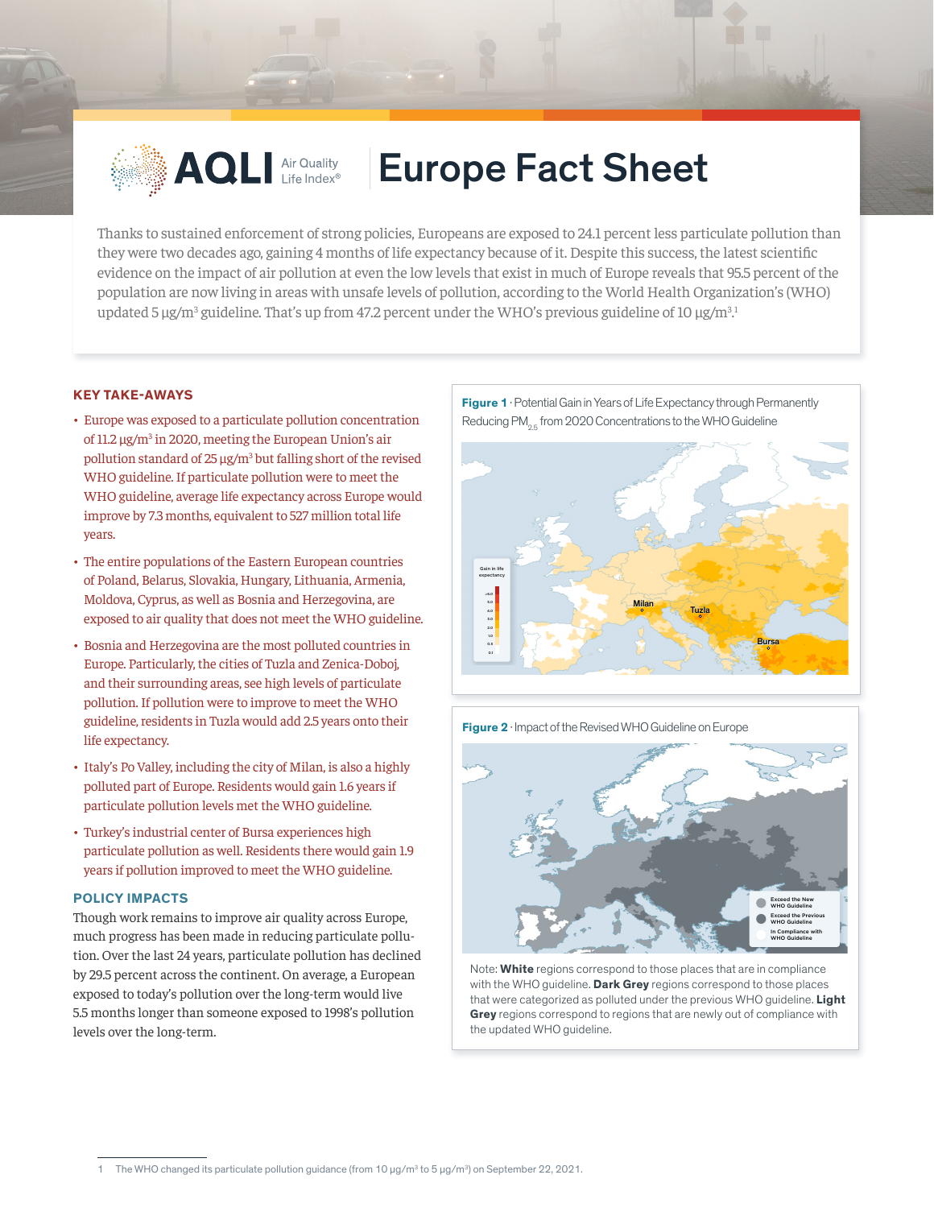# AQLI Air Quality Life Index® — Europe Fact Sheet

Thanks to sustained enforcement of strong policies, Europeans are exposed to 24.1 percent less particulate pollution than they were two decades ago, gaining 4 months of life expectancy because of it. Despite this success, the latest scientific evidence on the impact of air pollution at even the low levels that exist in much of Europe reveals that 95.5 percent of the population are now living in areas with unsafe levels of pollution, according to the World Health Organization's (WHO) updated 5 µg/m³ guideline. That's up from 47.2 percent under the WHO's previous guideline of 10 µg/m³.[1]

## KEY TAKE-AWAYS

- Europe was exposed to a particulate pollution concentration of 11.2 µg/m³ in 2020, meeting the European Union's air pollution standard of 25 µg/m³ but falling short of the revised WHO guideline. If particulate pollution were to meet the WHO guideline, average life expectancy across Europe would improve by 7.3 months, equivalent to 527 million total life years.
- The entire populations of the Eastern European countries of Poland, Belarus, Slovakia, Hungary, Lithuania, Armenia, Moldova, Cyprus, as well as Bosnia and Herzegovina, are exposed to air quality that does not meet the WHO guideline.
- Bosnia and Herzegovina are the most polluted countries in Europe. Particularly, the cities of Tuzla and Zenica-Doboj, and their surrounding areas, see high levels of particulate pollution. If pollution were to improve to meet the WHO guideline, residents in Tuzla would add 2.5 years onto their life expectancy.
- Italy's Po Valley, including the city of Milan, is also a highly polluted part of Europe. Residents would gain 1.6 years if particulate pollution levels met the WHO guideline.
- Turkey's industrial center of Bursa experiences high particulate pollution as well. Residents there would gain 1.9 years if pollution improved to meet the WHO guideline.

## POLICY IMPACTS

Though work remains to improve air quality across Europe, much progress has been made in reducing particulate pollution. Over the last 24 years, particulate pollution has declined by 29.5 percent across the continent. On average, a European exposed to today's pollution over the long-term would live 5.5 months longer than someone exposed to 1998's pollution levels over the long-term.

**Figure 1** · Potential Gain in Years of Life Expectancy through Permanently Reducing $PM_{2.5}$ from 2020 Concentrations to the WHO Guideline

**Figure 2** · Impact of the Revised WHO Guideline on Europe

Note: **White** regions correspond to those places that are in compliance with the WHO guideline. **Dark Grey** regions correspond to those places that were categorized as polluted under the previous WHO guideline. **Light Grey** regions correspond to regions that are newly out of compliance with the updated WHO guideline.

---

1 The WHO changed its particulate pollution guidance (from 10 µg/m³ to 5 µg/m³) on September 22, 2021.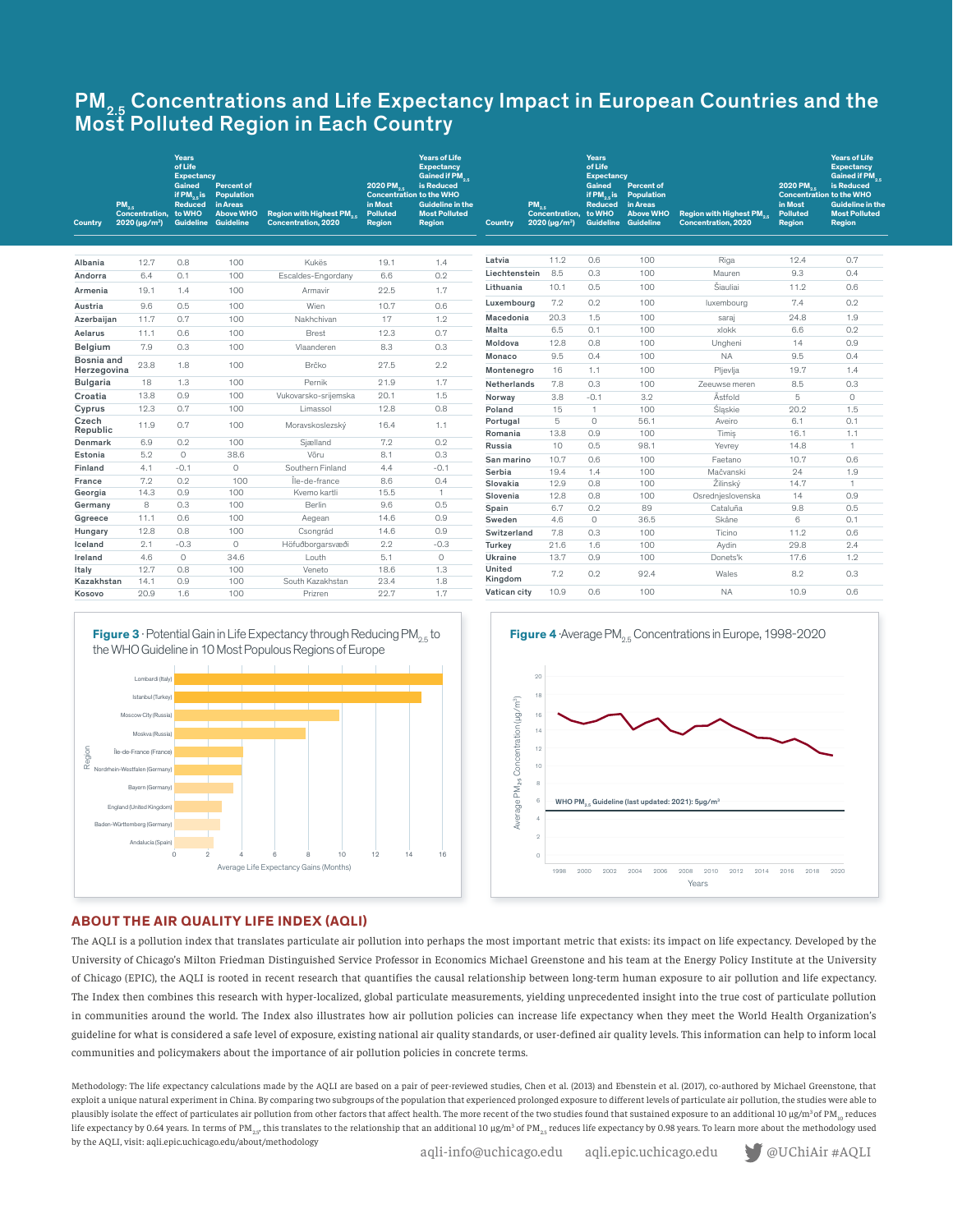# $PM_{2.5}$ Concentrations and Life Expectancy Impact in European Countries and the Most Polluted Region in Each Country

| Country | $PM_{2.5}$ Concentration, 2020 (μg/m³) | Years of Life Expectancy Gained if $PM_{2.5}$ is Reduced to WHO Guideline | Percent of Population in Areas Above WHO Guideline | Region with Highest $PM_{2.5}$ Concentration, 2020 | 2020 $PM_{2.5}$ Concentration in Most Polluted Region | Years of Life Expectancy Gained if $PM_{2.5}$ is Reduced to the WHO Guideline in the Most Polluted Region |
|---|---|---|---|---|---|---|
| Albania | 12.7 | 0.8 | 100 | Kukës | 19.1 | 1.4 |
| Andorra | 6.4 | 0.1 | 100 | Escaldes-Engordany | 6.6 | 0.2 |
| Armenia | 19.1 | 1.4 | 100 | Armavir | 22.5 | 1.7 |
| Austria | 9.6 | 0.5 | 100 | Wien | 10.7 | 0.6 |
| Azerbaijan | 11.7 | 0.7 | 100 | Nakhchivan | 17 | 1.2 |
| Aelarus | 11.1 | 0.6 | 100 | Brest | 12.3 | 0.7 |
| Belgium | 7.9 | 0.3 | 100 | Vlaanderen | 8.3 | 0.3 |
| Bosnia and Herzegovina | 23.8 | 1.8 | 100 | Brčko | 27.5 | 2.2 |
| Bulgaria | 18 | 1.3 | 100 | Pernik | 21.9 | 1.7 |
| Croatia | 13.8 | 0.9 | 100 | Vukovarsko-srijemska | 20.1 | 1.5 |
| Cyprus | 12.3 | 0.7 | 100 | Limassol | 12.8 | 0.8 |
| Czech Republic | 11.9 | 0.7 | 100 | Moravskoslezský | 16.4 | 1.1 |
| Denmark | 6.9 | 0.2 | 100 | Sjælland | 7.2 | 0.2 |
| Estonia | 5.2 | 0 | 38.6 | Võru | 8.1 | 0.3 |
| Finland | 4.1 | -0.1 | 0 | Southern Finland | 4.4 | -0.1 |
| France | 7.2 | 0.2 | 100 | Île-de-france | 8.6 | 0.4 |
| Georgia | 14.3 | 0.9 | 100 | Kvemo kartli | 15.5 | 1 |
| Germany | 8 | 0.3 | 100 | Berlin | 9.6 | 0.5 |
| Ggreece | 11.1 | 0.6 | 100 | Aegean | 14.6 | 0.9 |
| Hungary | 12.8 | 0.8 | 100 | Csongrád | 14.6 | 0.9 |
| Iceland | 2.1 | -0.3 | 0 | Höfuðborgarsvæði | 2.2 | -0.3 |
| Ireland | 4.6 | 0 | 34.6 | Louth | 5.1 | 0 |
| Italy | 12.7 | 0.8 | 100 | Veneto | 18.6 | 1.3 |
| Kazakhstan | 14.1 | 0.9 | 100 | South Kazakhstan | 23.4 | 1.8 |
| Kosovo | 20.9 | 1.6 | 100 | Prizren | 22.7 | 1.7 |
| Latvia | 11.2 | 0.6 | 100 | Riga | 12.4 | 0.7 |
| Liechtenstein | 8.5 | 0.3 | 100 | Mauren | 9.3 | 0.4 |
| Lithuania | 10.1 | 0.5 | 100 | Šiauliai | 11.2 | 0.6 |
| Luxembourg | 7.2 | 0.2 | 100 | luxembourg | 7.4 | 0.2 |
| Macedonia | 20.3 | 1.5 | 100 | saraj | 24.8 | 1.9 |
| Malta | 6.5 | 0.1 | 100 | xlokk | 6.6 | 0.2 |
| Moldova | 12.8 | 0.8 | 100 | Ungheni | 14 | 0.9 |
| Monaco | 9.5 | 0.4 | 100 | NA | 9.5 | 0.4 |
| Montenegro | 16 | 1.1 | 100 | Pljevlja | 19.7 | 1.4 |
| Netherlands | 7.8 | 0.3 | 100 | Zeeuwse meren | 8.5 | 0.3 |
| Norway | 3.8 | -0.1 | 3.2 | Åstfold | 5 | 0 |
| Poland | 15 | 1 | 100 | Śląskie | 20.2 | 1.5 |
| Portugal | 5 | 0 | 56.1 | Aveiro | 6.1 | 0.1 |
| Romania | 13.8 | 0.9 | 100 | Timiș | 16.1 | 1.1 |
| Russia | 10 | 0.5 | 98.1 | Yevrey | 14.8 | 1 |
| San marino | 10.7 | 0.6 | 100 | Faetano | 10.7 | 0.6 |
| Serbia | 19.4 | 1.4 | 100 | Mačvanski | 24 | 1.9 |
| Slovakia | 12.9 | 0.8 | 100 | Žilinský | 14.7 | 1 |
| Slovenia | 12.8 | 0.8 | 100 | Osrednjeslovenska | 14 | 0.9 |
| Spain | 6.7 | 0.2 | 89 | Cataluña | 9.8 | 0.5 |
| Sweden | 4.6 | 0 | 36.5 | Skåne | 6 | 0.1 |
| Switzerland | 7.8 | 0.3 | 100 | Ticino | 11.2 | 0.6 |
| Turkey | 21.6 | 1.6 | 100 | Aydin | 29.8 | 2.4 |
| Ukraine | 13.7 | 0.9 | 100 | Donets'k | 17.6 | 1.2 |
| United Kingdom | 7.2 | 0.2 | 92.4 | Wales | 8.2 | 0.3 |
| Vatican city | 10.9 | 0.6 | 100 | NA | 10.9 | 0.6 |

**Figure 3** · Potential Gain in Life Expectancy through Reducing $PM_{2.5}$ to the WHO Guideline in 10 Most Populous Regions of Europe

Region
Lombardi (Italy)
Istanbul (Turkey)
Moscow City (Russia)
Moskva (Russia)
Île-de-France (France)
Nordrhein-Westfalen (Germany)
Bayern (Germany)
England (United Kingdom)
Baden-Württemberg (Germany)
Andalucía (Spain)

0 2 4 6 8 10 12 14 16
Average Life Expectancy Gains (Months)

**Figure 4** ·Average $PM_{2.5}$ Concentrations in Europe, 1998-2020

Average $PM_{2.5}$ Concentration (μg/m³)
0 2 4 6 8 10 12 14 16 18 20
WHO $PM_{2.5}$ Guideline (last updated: 2021): 5μg/m³
1998 2000 2002 2004 2006 2008 2010 2012 2014 2016 2018 2020
Years

## ABOUT THE AIR QUALITY LIFE INDEX (AQLI)

The AQLI is a pollution index that translates particulate air pollution into perhaps the most important metric that exists: its impact on life expectancy. Developed by the University of Chicago's Milton Friedman Distinguished Service Professor in Economics Michael Greenstone and his team at the Energy Policy Institute at the University of Chicago (EPIC), the AQLI is rooted in recent research that quantifies the causal relationship between long-term human exposure to air pollution and life expectancy. The Index then combines this research with hyper-localized, global particulate measurements, yielding unprecedented insight into the true cost of particulate pollution in communities around the world. The Index also illustrates how air pollution policies can increase life expectancy when they meet the World Health Organization's guideline for what is considered a safe level of exposure, existing national air quality standards, or user-defined air quality levels. This information can help to inform local communities and policymakers about the importance of air pollution policies in concrete terms.

Methodology: The life expectancy calculations made by the AQLI are based on a pair of peer-reviewed studies, Chen et al. (2013) and Ebenstein et al. (2017), co-authored by Michael Greenstone, that exploit a unique natural experiment in China. By comparing two subgroups of the population that experienced prolonged exposure to different levels of particulate air pollution, the studies were able to plausibly isolate the effect of particulates air pollution from other factors that affect health. The more recent of the two studies found that sustained exposure to an additional 10 μg/m³ of $PM_{10}$ reduces life expectancy by 0.64 years. In terms of $PM_{2.5}$, this translates to the relationship that an additional 10 μg/m³ of $PM_{2.5}$ reduces life expectancy by 0.98 years. To learn more about the methodology used by the AQLI, visit: aqli.epic.uchicago.edu/about/methodology

aqli-info@uchicago.edu aqli.epic.uchicago.edu @UChiAir #AQLI